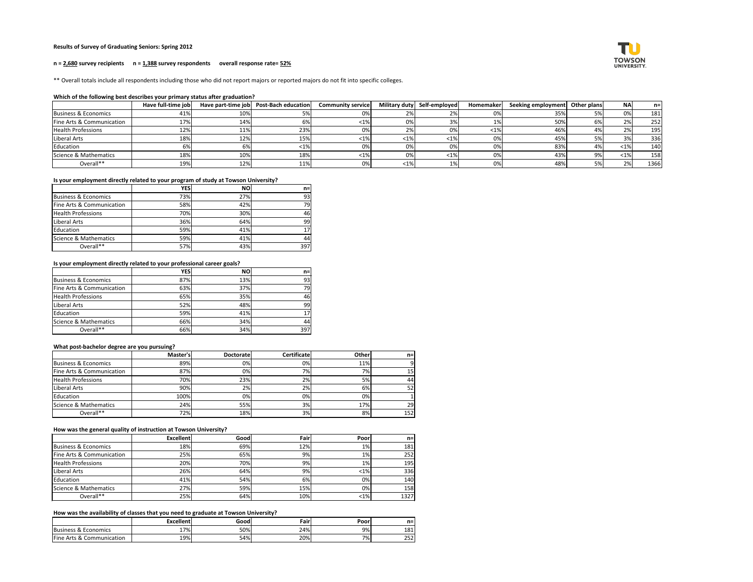**Results of Survey of Graduating Seniors: Spring 2012**

**n = 2,680 survey recipients n = 1,388 survey respondents overall response rate= 52%**

** Overall totals include all respondents including those who did not report majors or reported majors do not fit into specific colleges.

**Which of the following best describes your primary status after graduation?**

| | Have full-time job | Have part-time job | Post-Bach education | Community service | Military duty | Self-employed | Homemaker | Seeking employment | Other plans | NA | n= |
|---|---|---|---|---|---|---|---|---|---|---|---|
| Business & Economics | 41% | 10% | 5% | 0% | 2% | 2% | 0% | 35% | 5% | 0% | 181 |
| Fine Arts & Communication | 17% | 14% | 6% | <1% | 0% | 3% | 1% | 50% | 6% | 2% | 252 |
| Health Professions | 12% | 11% | 23% | 0% | 2% | 0% | <1% | 46% | 4% | 2% | 195 |
| Liberal Arts | 18% | 12% | 15% | <1% | <1% | <1% | 0% | 45% | 5% | 3% | 336 |
| Education | 6% | 6% | <1% | 0% | 0% | 0% | 0% | 83% | 4% | <1% | 140 |
| Science & Mathematics | 18% | 10% | 18% | <1% | 0% | <1% | 0% | 43% | 9% | <1% | 158 |
| Overall** | 19% | 12% | 11% | 0% | <1% | 1% | 0% | 48% | 5% | 2% | 1366 |

**Is your employment directly related to your program of study at Towson University?**

| | YES | NO | n= |
|---|---|---|---|
| Business & Economics | 73% | 27% | 93 |
| Fine Arts & Communication | 58% | 42% | 79 |
| Health Professions | 70% | 30% | 46 |
| Liberal Arts | 36% | 64% | 99 |
| Education | 59% | 41% | 17 |
| Science & Mathematics | 59% | 41% | 44 |
| Overall** | 57% | 43% | 397 |

**Is your employment directly related to your professional career goals?**

| | YES | NO | n= |
|---|---|---|---|
| Business & Economics | 87% | 13% | 93 |
| Fine Arts & Communication | 63% | 37% | 79 |
| Health Professions | 65% | 35% | 46 |
| Liberal Arts | 52% | 48% | 99 |
| Education | 59% | 41% | 17 |
| Science & Mathematics | 66% | 34% | 44 |
| Overall** | 66% | 34% | 397 |

**What post-bachelor degree are you pursuing?**

| | Master's | Doctorate | Certificate | Other | n= |
|---|---|---|---|---|---|
| Business & Economics | 89% | 0% | 0% | 11% | 9 |
| Fine Arts & Communication | 87% | 0% | 7% | 7% | 15 |
| Health Professions | 70% | 23% | 2% | 5% | 44 |
| Liberal Arts | 90% | 2% | 2% | 6% | 52 |
| Education | 100% | 0% | 0% | 0% | 1 |
| Science & Mathematics | 24% | 55% | 3% | 17% | 29 |
| Overall** | 72% | 18% | 3% | 8% | 152 |

**How was the general quality of instruction at Towson University?**

| | Excellent | Good | Fair | Poor | n= |
|---|---|---|---|---|---|
| Business & Economics | 18% | 69% | 12% | 1% | 181 |
| Fine Arts & Communication | 25% | 65% | 9% | 1% | 252 |
| Health Professions | 20% | 70% | 9% | 1% | 195 |
| Liberal Arts | 26% | 64% | 9% | <1% | 336 |
| Education | 41% | 54% | 6% | 0% | 140 |
| Science & Mathematics | 27% | 59% | 15% | 0% | 158 |
| Overall** | 25% | 64% | 10% | <1% | 1327 |

**How was the availability of classes that you need to graduate at Towson University?**

| | Excellent | Good | Fair | Poor | n= |
|---|---|---|---|---|---|
| Business & Economics | 17% | 50% | 24% | 9% | 181 |
| Fine Arts & Communication | 19% | 54% | 20% | 7% | 252 |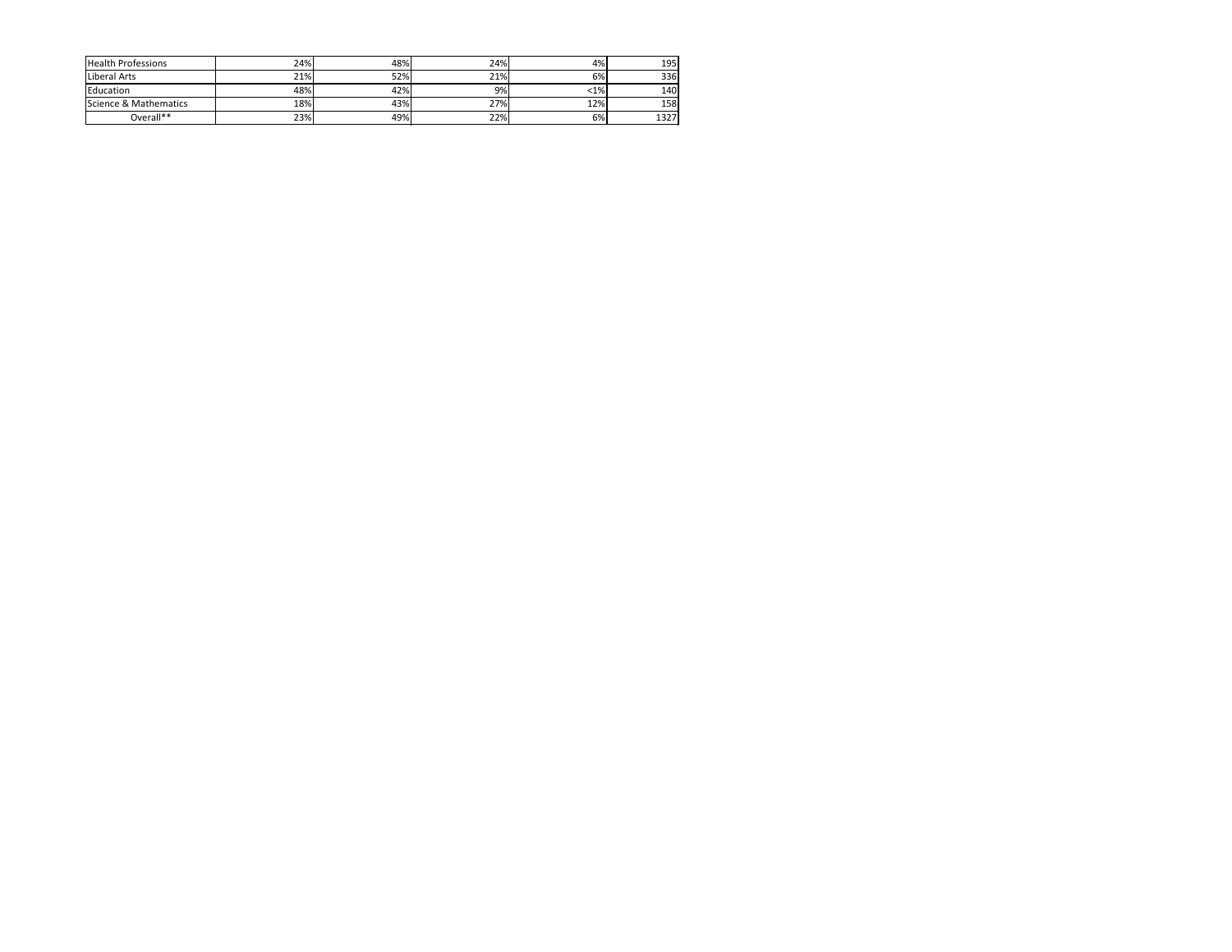| | | | | | |
|---|---|---|---|---|---|
| Health Professions | 24% | 48% | 24% | 4% | 195 |
| Liberal Arts | 21% | 52% | 21% | 6% | 336 |
| Education | 48% | 42% | 9% | <1% | 140 |
| Science & Mathematics | 18% | 43% | 27% | 12% | 158 |
| Overall** | 23% | 49% | 22% | 6% | 1327 |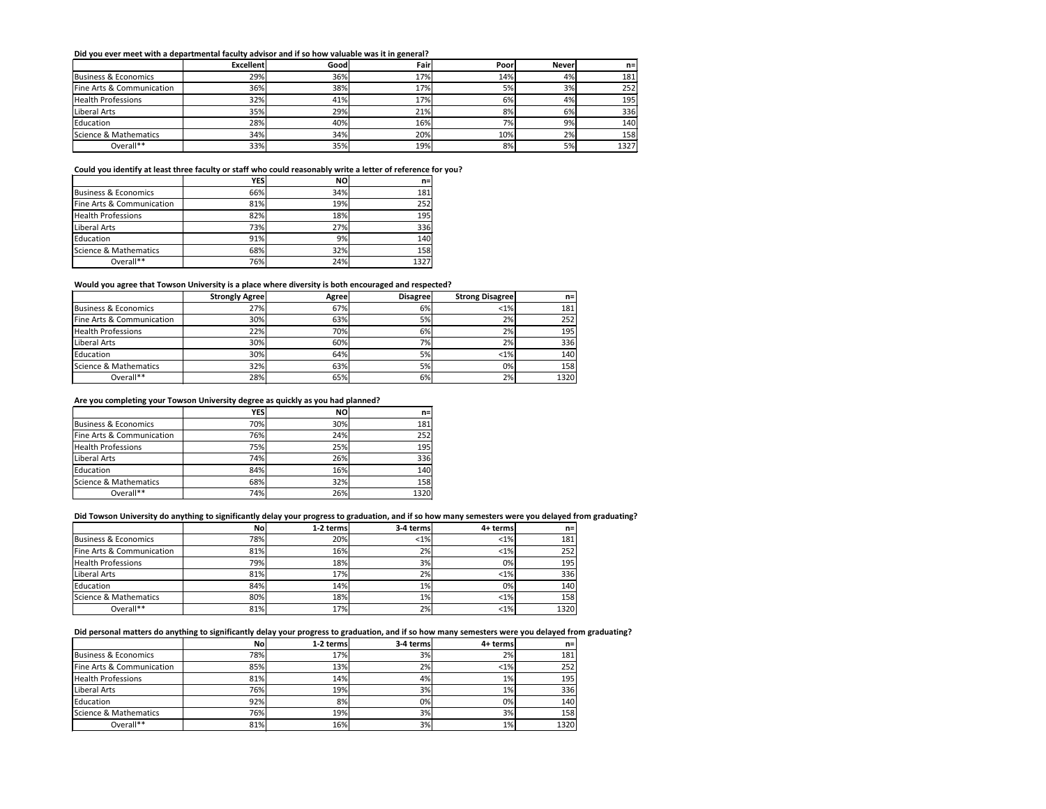**Did you ever meet with a departmental faculty advisor and if so how valuable was it in general?**

| | Excellent | Good | Fair | Poor | Never | n= |
|---|---|---|---|---|---|---|
| Business & Economics | 29% | 36% | 17% | 14% | 4% | 181 |
| Fine Arts & Communication | 36% | 38% | 17% | 5% | 3% | 252 |
| Health Professions | 32% | 41% | 17% | 6% | 4% | 195 |
| Liberal Arts | 35% | 29% | 21% | 8% | 6% | 336 |
| Education | 28% | 40% | 16% | 7% | 9% | 140 |
| Science & Mathematics | 34% | 34% | 20% | 10% | 2% | 158 |
| Overall** | 33% | 35% | 19% | 8% | 5% | 1327 |

**Could you identify at least three faculty or staff who could reasonably write a letter of reference for you?**

| | YES | NO | n= |
|---|---|---|---|
| Business & Economics | 66% | 34% | 181 |
| Fine Arts & Communication | 81% | 19% | 252 |
| Health Professions | 82% | 18% | 195 |
| Liberal Arts | 73% | 27% | 336 |
| Education | 91% | 9% | 140 |
| Science & Mathematics | 68% | 32% | 158 |
| Overall** | 76% | 24% | 1327 |

**Would you agree that Towson University is a place where diversity is both encouraged and respected?**

| | Strongly Agree | Agree | Disagree | Strong Disagree | n= |
|---|---|---|---|---|---|
| Business & Economics | 27% | 67% | 6% | <1% | 181 |
| Fine Arts & Communication | 30% | 63% | 5% | 2% | 252 |
| Health Professions | 22% | 70% | 6% | 2% | 195 |
| Liberal Arts | 30% | 60% | 7% | 2% | 336 |
| Education | 30% | 64% | 5% | <1% | 140 |
| Science & Mathematics | 32% | 63% | 5% | 0% | 158 |
| Overall** | 28% | 65% | 6% | 2% | 1320 |

**Are you completing your Towson University degree as quickly as you had planned?**

| | YES | NO | n= |
|---|---|---|---|
| Business & Economics | 70% | 30% | 181 |
| Fine Arts & Communication | 76% | 24% | 252 |
| Health Professions | 75% | 25% | 195 |
| Liberal Arts | 74% | 26% | 336 |
| Education | 84% | 16% | 140 |
| Science & Mathematics | 68% | 32% | 158 |
| Overall** | 74% | 26% | 1320 |

**Did Towson University do anything to significantly delay your progress to graduation, and if so how many semesters were you delayed from graduating?**

| | No | 1-2 terms | 3-4 terms | 4+ terms | n= |
|---|---|---|---|---|---|
| Business & Economics | 78% | 20% | <1% | <1% | 181 |
| Fine Arts & Communication | 81% | 16% | 2% | <1% | 252 |
| Health Professions | 79% | 18% | 3% | 0% | 195 |
| Liberal Arts | 81% | 17% | 2% | <1% | 336 |
| Education | 84% | 14% | 1% | 0% | 140 |
| Science & Mathematics | 80% | 18% | 1% | <1% | 158 |
| Overall** | 81% | 17% | 2% | <1% | 1320 |

**Did personal matters do anything to significantly delay your progress to graduation, and if so how many semesters were you delayed from graduating?**

| | No | 1-2 terms | 3-4 terms | 4+ terms | n= |
|---|---|---|---|---|---|
| Business & Economics | 78% | 17% | 3% | 2% | 181 |
| Fine Arts & Communication | 85% | 13% | 2% | <1% | 252 |
| Health Professions | 81% | 14% | 4% | 1% | 195 |
| Liberal Arts | 76% | 19% | 3% | 1% | 336 |
| Education | 92% | 8% | 0% | 0% | 140 |
| Science & Mathematics | 76% | 19% | 3% | 3% | 158 |
| Overall** | 81% | 16% | 3% | 1% | 1320 |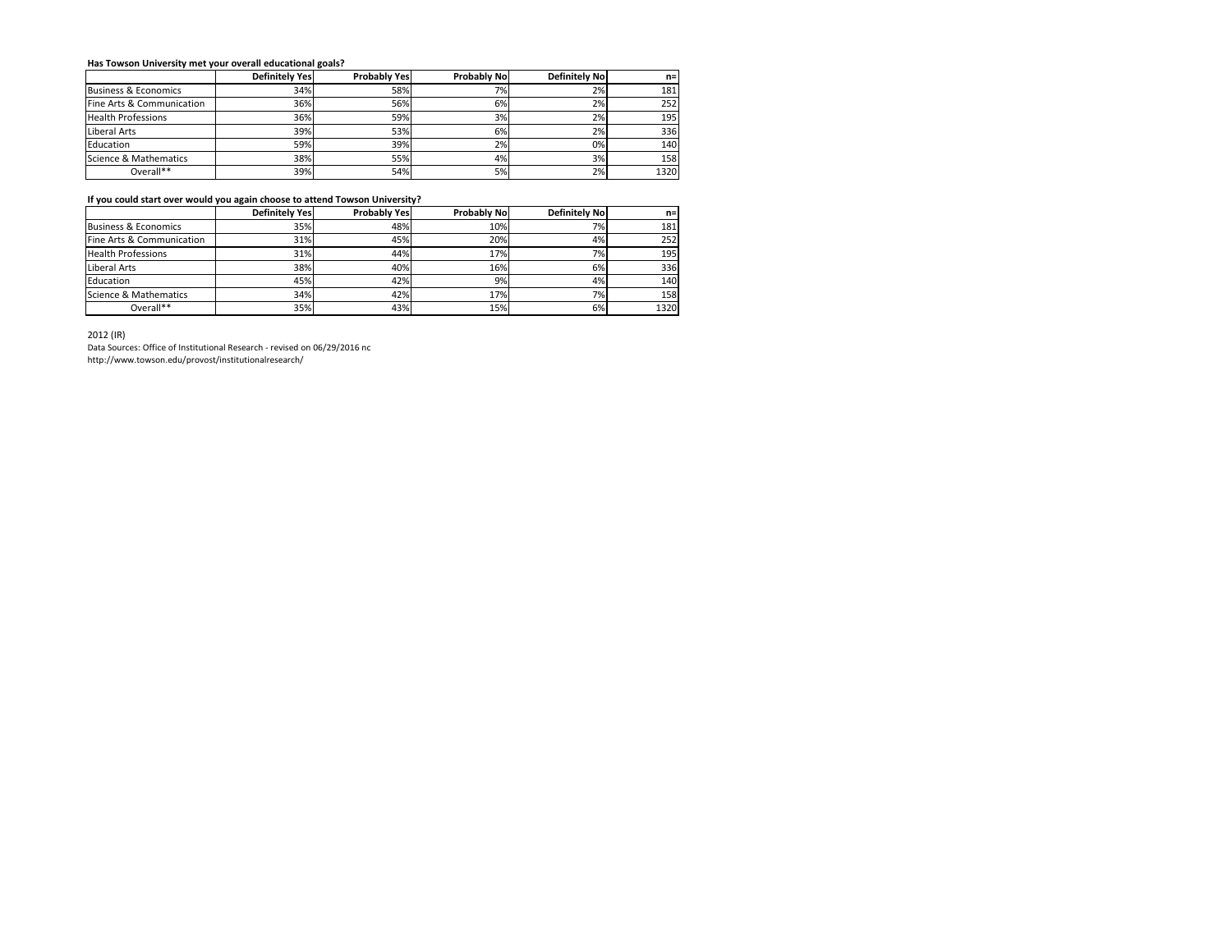**Has Towson University met your overall educational goals?**

| | Definitely Yes | Probably Yes | Probably No | Definitely No | n= |
|---|---|---|---|---|---|
| Business & Economics | 34% | 58% | 7% | 2% | 181 |
| Fine Arts & Communication | 36% | 56% | 6% | 2% | 252 |
| Health Professions | 36% | 59% | 3% | 2% | 195 |
| Liberal Arts | 39% | 53% | 6% | 2% | 336 |
| Education | 59% | 39% | 2% | 0% | 140 |
| Science & Mathematics | 38% | 55% | 4% | 3% | 158 |
| Overall** | 39% | 54% | 5% | 2% | 1320 |

**If you could start over would you again choose to attend Towson University?**

| | Definitely Yes | Probably Yes | Probably No | Definitely No | n= |
|---|---|---|---|---|---|
| Business & Economics | 35% | 48% | 10% | 7% | 181 |
| Fine Arts & Communication | 31% | 45% | 20% | 4% | 252 |
| Health Professions | 31% | 44% | 17% | 7% | 195 |
| Liberal Arts | 38% | 40% | 16% | 6% | 336 |
| Education | 45% | 42% | 9% | 4% | 140 |
| Science & Mathematics | 34% | 42% | 17% | 7% | 158 |
| Overall** | 35% | 43% | 15% | 6% | 1320 |

2012 (IR)

Data Sources: Office of Institutional Research - revised on 06/29/2016 nc

http://www.towson.edu/provost/institutionalresearch/